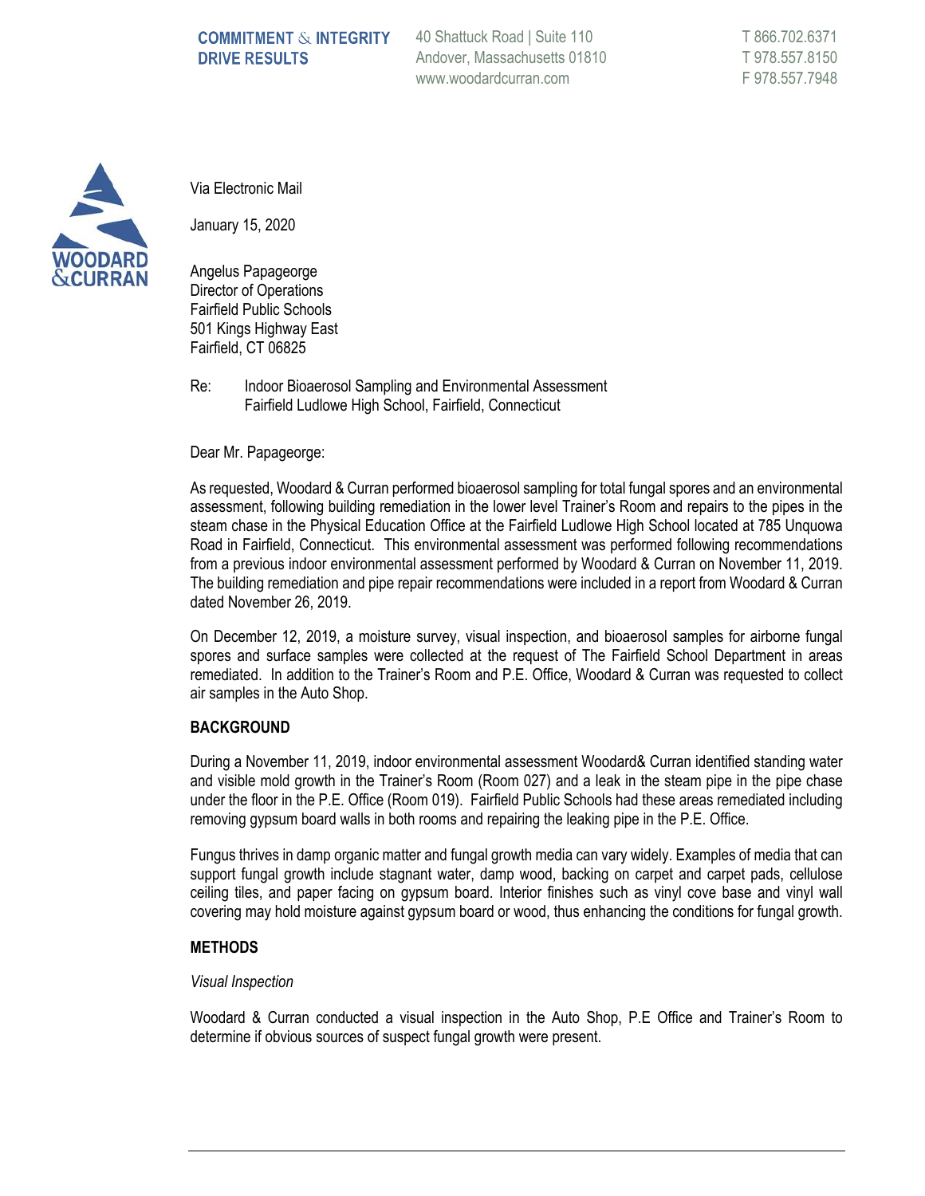COMMITMENT & INTEGRITY DRIVE RESULTS

40 Shattuck Road | Suite 110
Andover, Massachusetts 01810
www.woodardcurran.com

T 866.702.6371
T 978.557.8150
F 978.557.7948

WOODARD & CURRAN

Via Electronic Mail

January 15, 2020

Angelus Papageorge
Director of Operations
Fairfield Public Schools
501 Kings Highway East
Fairfield, CT 06825

Re: Indoor Bioaerosol Sampling and Environmental Assessment
Fairfield Ludlowe High School, Fairfield, Connecticut

Dear Mr. Papageorge:

As requested, Woodard & Curran performed bioaerosol sampling for total fungal spores and an environmental assessment, following building remediation in the lower level Trainer's Room and repairs to the pipes in the steam chase in the Physical Education Office at the Fairfield Ludlowe High School located at 785 Unquowa Road in Fairfield, Connecticut. This environmental assessment was performed following recommendations from a previous indoor environmental assessment performed by Woodard & Curran on November 11, 2019. The building remediation and pipe repair recommendations were included in a report from Woodard & Curran dated November 26, 2019.

On December 12, 2019, a moisture survey, visual inspection, and bioaerosol samples for airborne fungal spores and surface samples were collected at the request of The Fairfield School Department in areas remediated. In addition to the Trainer's Room and P.E. Office, Woodard & Curran was requested to collect air samples in the Auto Shop.

## BACKGROUND

During a November 11, 2019, indoor environmental assessment Woodard& Curran identified standing water and visible mold growth in the Trainer's Room (Room 027) and a leak in the steam pipe in the pipe chase under the floor in the P.E. Office (Room 019). Fairfield Public Schools had these areas remediated including removing gypsum board walls in both rooms and repairing the leaking pipe in the P.E. Office.

Fungus thrives in damp organic matter and fungal growth media can vary widely. Examples of media that can support fungal growth include stagnant water, damp wood, backing on carpet and carpet pads, cellulose ceiling tiles, and paper facing on gypsum board. Interior finishes such as vinyl cove base and vinyl wall covering may hold moisture against gypsum board or wood, thus enhancing the conditions for fungal growth.

## METHODS

*Visual Inspection*

Woodard & Curran conducted a visual inspection in the Auto Shop, P.E Office and Trainer's Room to determine if obvious sources of suspect fungal growth were present.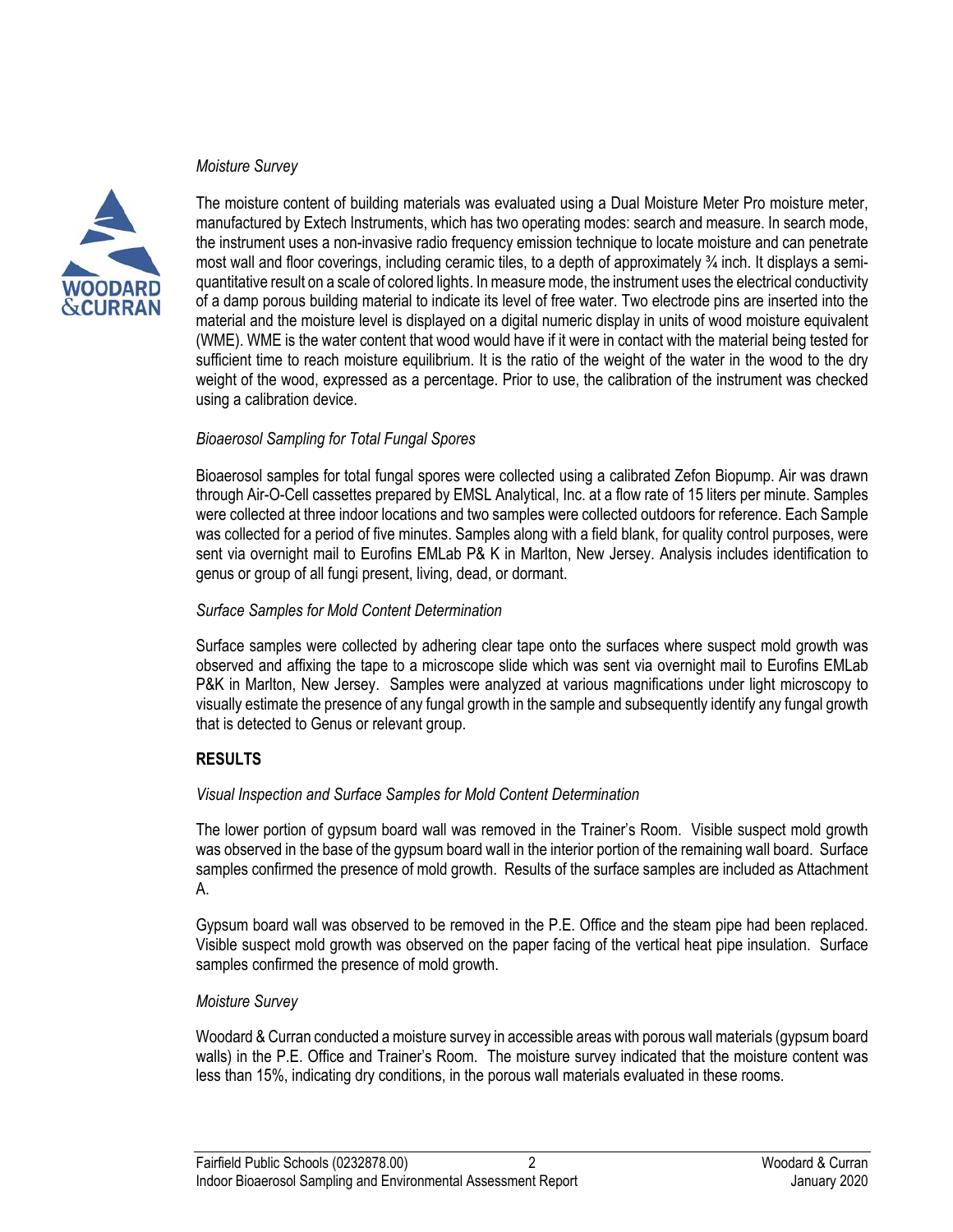*Moisture Survey*

The moisture content of building materials was evaluated using a Dual Moisture Meter Pro moisture meter, manufactured by Extech Instruments, which has two operating modes: search and measure. In search mode, the instrument uses a non-invasive radio frequency emission technique to locate moisture and can penetrate most wall and floor coverings, including ceramic tiles, to a depth of approximately ¾ inch. It displays a semi-quantitative result on a scale of colored lights. In measure mode, the instrument uses the electrical conductivity of a damp porous building material to indicate its level of free water. Two electrode pins are inserted into the material and the moisture level is displayed on a digital numeric display in units of wood moisture equivalent (WME). WME is the water content that wood would have if it were in contact with the material being tested for sufficient time to reach moisture equilibrium. It is the ratio of the weight of the water in the wood to the dry weight of the wood, expressed as a percentage. Prior to use, the calibration of the instrument was checked using a calibration device.

*Bioaerosol Sampling for Total Fungal Spores*

Bioaerosol samples for total fungal spores were collected using a calibrated Zefon Biopump. Air was drawn through Air-O-Cell cassettes prepared by EMSL Analytical, Inc. at a flow rate of 15 liters per minute. Samples were collected at three indoor locations and two samples were collected outdoors for reference. Each Sample was collected for a period of five minutes. Samples along with a field blank, for quality control purposes, were sent via overnight mail to Eurofins EMLab P& K in Marlton, New Jersey. Analysis includes identification to genus or group of all fungi present, living, dead, or dormant.

*Surface Samples for Mold Content Determination*

Surface samples were collected by adhering clear tape onto the surfaces where suspect mold growth was observed and affixing the tape to a microscope slide which was sent via overnight mail to Eurofins EMLab P&K in Marlton, New Jersey. Samples were analyzed at various magnifications under light microscopy to visually estimate the presence of any fungal growth in the sample and subsequently identify any fungal growth that is detected to Genus or relevant group.

## RESULTS

*Visual Inspection and Surface Samples for Mold Content Determination*

The lower portion of gypsum board wall was removed in the Trainer's Room. Visible suspect mold growth was observed in the base of the gypsum board wall in the interior portion of the remaining wall board. Surface samples confirmed the presence of mold growth. Results of the surface samples are included as Attachment A.

Gypsum board wall was observed to be removed in the P.E. Office and the steam pipe had been replaced. Visible suspect mold growth was observed on the paper facing of the vertical heat pipe insulation. Surface samples confirmed the presence of mold growth.

*Moisture Survey*

Woodard & Curran conducted a moisture survey in accessible areas with porous wall materials (gypsum board walls) in the P.E. Office and Trainer's Room. The moisture survey indicated that the moisture content was less than 15%, indicating dry conditions, in the porous wall materials evaluated in these rooms.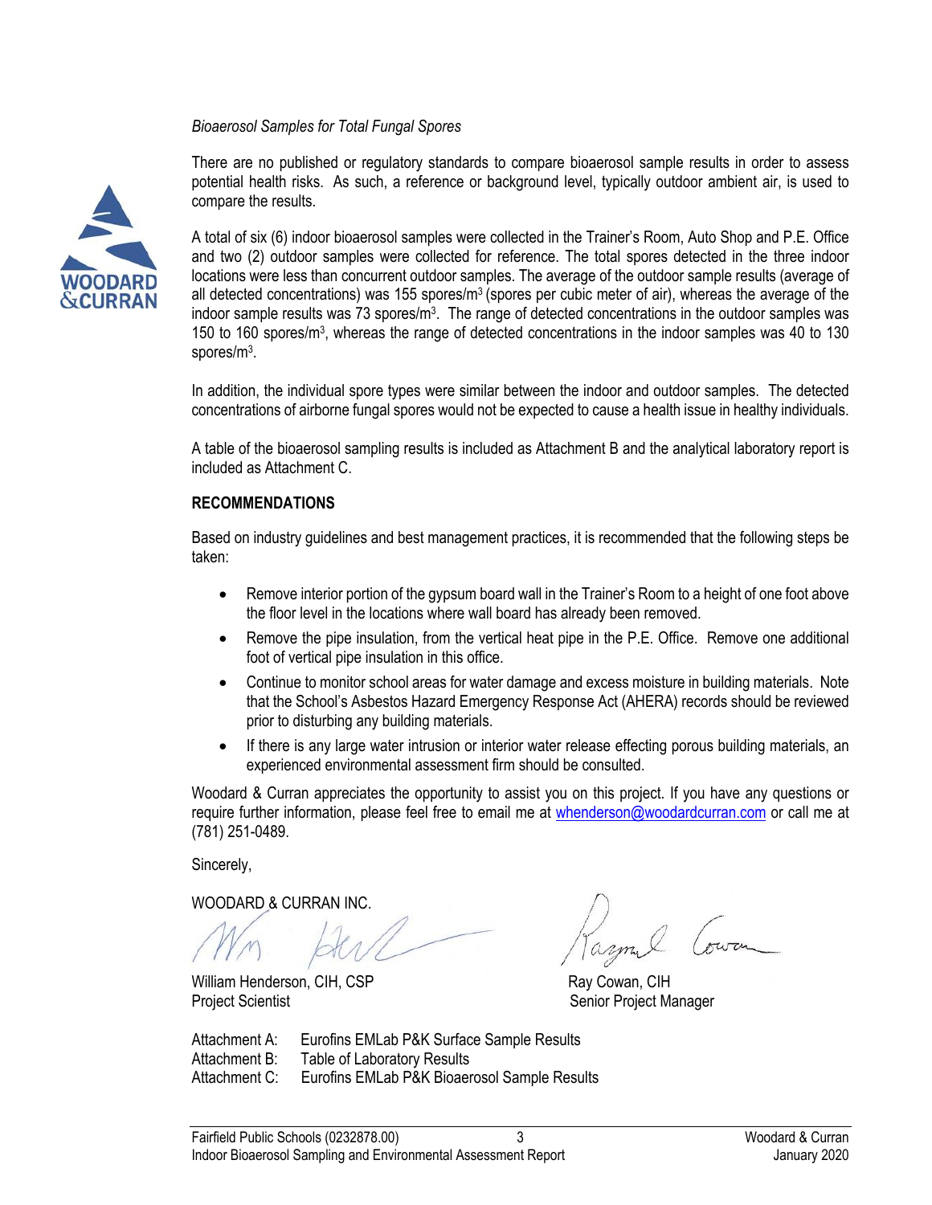*Bioaerosol Samples for Total Fungal Spores*

There are no published or regulatory standards to compare bioaerosol sample results in order to assess potential health risks. As such, a reference or background level, typically outdoor ambient air, is used to compare the results.

A total of six (6) indoor bioaerosol samples were collected in the Trainer's Room, Auto Shop and P.E. Office and two (2) outdoor samples were collected for reference. The total spores detected in the three indoor locations were less than concurrent outdoor samples. The average of the outdoor sample results (average of all detected concentrations) was 155 spores/m$^3$ (spores per cubic meter of air), whereas the average of the indoor sample results was 73 spores/m$^3$. The range of detected concentrations in the outdoor samples was 150 to 160 spores/m$^3$, whereas the range of detected concentrations in the indoor samples was 40 to 130 spores/m$^3$.

In addition, the individual spore types were similar between the indoor and outdoor samples. The detected concentrations of airborne fungal spores would not be expected to cause a health issue in healthy individuals.

A table of the bioaerosol sampling results is included as Attachment B and the analytical laboratory report is included as Attachment C.

## RECOMMENDATIONS

Based on industry guidelines and best management practices, it is recommended that the following steps be taken:

- Remove interior portion of the gypsum board wall in the Trainer's Room to a height of one foot above the floor level in the locations where wall board has already been removed.
- Remove the pipe insulation, from the vertical heat pipe in the P.E. Office. Remove one additional foot of vertical pipe insulation in this office.
- Continue to monitor school areas for water damage and excess moisture in building materials. Note that the School's Asbestos Hazard Emergency Response Act (AHERA) records should be reviewed prior to disturbing any building materials.
- If there is any large water intrusion or interior water release effecting porous building materials, an experienced environmental assessment firm should be consulted.

Woodard & Curran appreciates the opportunity to assist you on this project. If you have any questions or require further information, please feel free to email me at whenderson@woodardcurran.com or call me at (781) 251-0489.

Sincerely,

WOODARD & CURRAN INC.

William Henderson, CIH, CSP
Project Scientist

Ray Cowan, CIH
Senior Project Manager

Attachment A: Eurofins EMLab P&K Surface Sample Results
Attachment B: Table of Laboratory Results
Attachment C: Eurofins EMLab P&K Bioaerosol Sample Results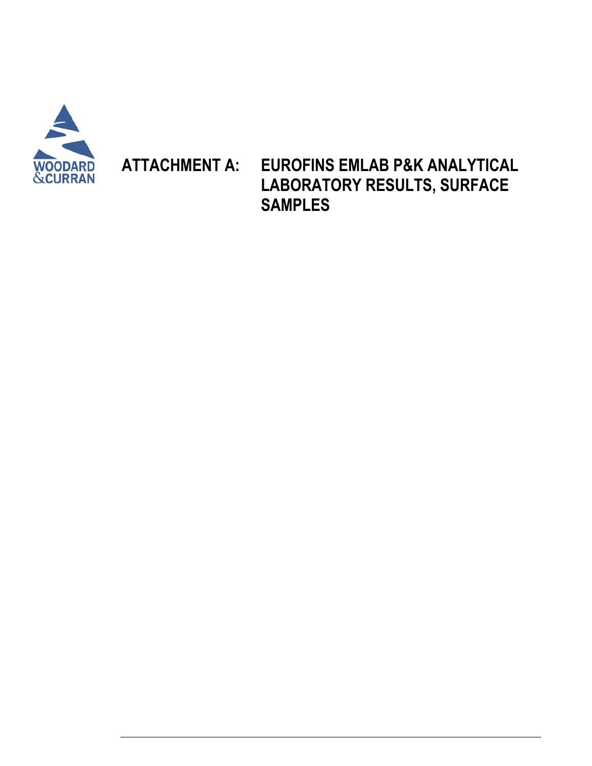# ATTACHMENT A: EUROFINS EMLAB P&K ANALYTICAL LABORATORY RESULTS, SURFACE SAMPLES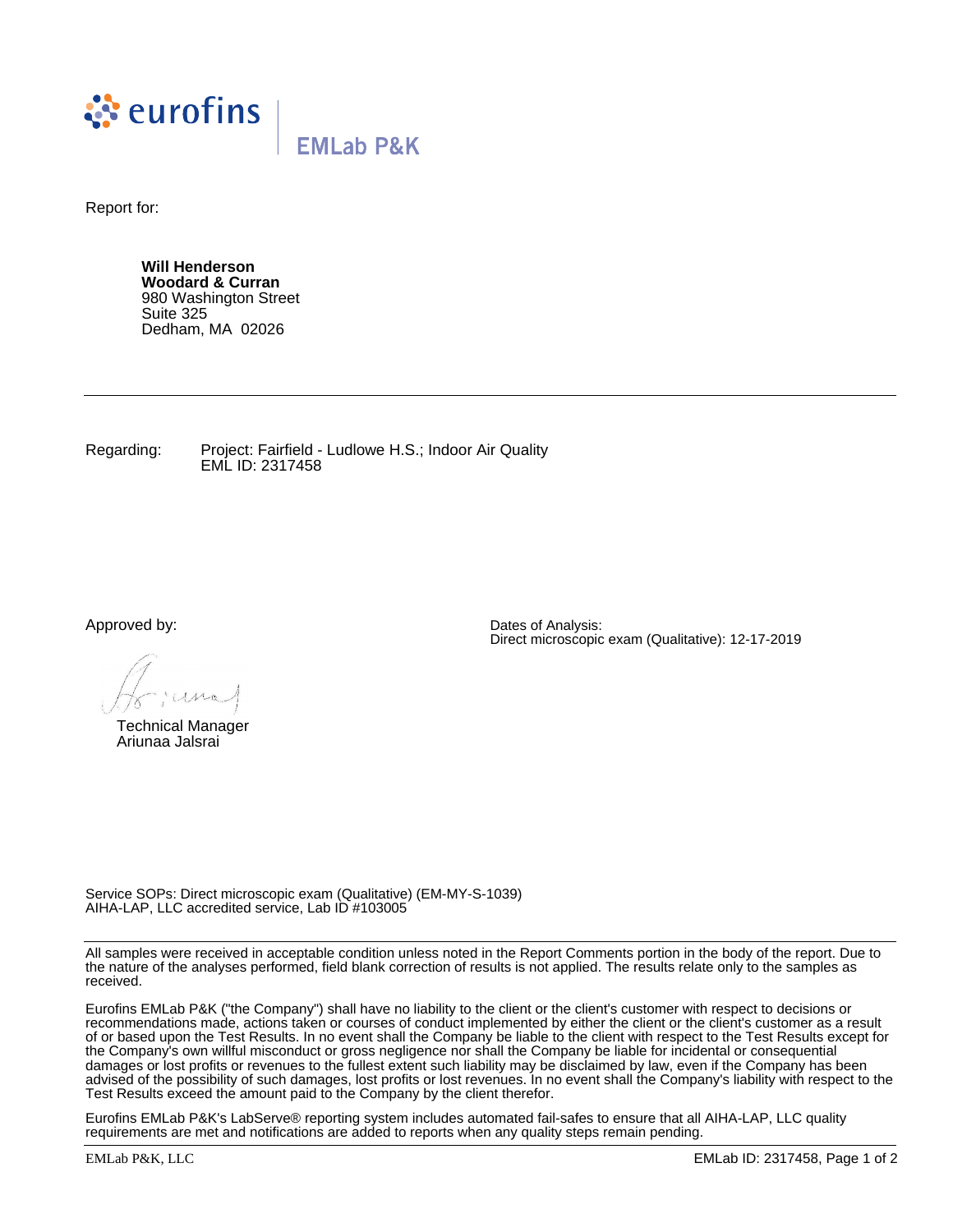eurofins | EMLab P&K

Report for:

**Will Henderson**
**Woodard & Curran**
980 Washington Street
Suite 325
Dedham, MA 02026

---

Regarding: Project: Fairfield - Ludlowe H.S.; Indoor Air Quality
EML ID: 2317458

Approved by:

Technical Manager
Ariunaa Jalsrai

Dates of Analysis:
Direct microscopic exam (Qualitative): 12-17-2019

Service SOPs: Direct microscopic exam (Qualitative) (EM-MY-S-1039)
AIHA-LAP, LLC accredited service, Lab ID #103005

---

All samples were received in acceptable condition unless noted in the Report Comments portion in the body of the report. Due to the nature of the analyses performed, field blank correction of results is not applied. The results relate only to the samples as received.

Eurofins EMLab P&K ("the Company") shall have no liability to the client or the client's customer with respect to decisions or recommendations made, actions taken or courses of conduct implemented by either the client or the client's customer as a result of or based upon the Test Results. In no event shall the Company be liable to the client with respect to the Test Results except for the Company's own willful misconduct or gross negligence nor shall the Company be liable for incidental or consequential damages or lost profits or revenues to the fullest extent such liability may be disclaimed by law, even if the Company has been advised of the possibility of such damages, lost profits or lost revenues. In no event shall the Company's liability with respect to the Test Results exceed the amount paid to the Company by the client therefor.

Eurofins EMLab P&K's LabServe® reporting system includes automated fail-safes to ensure that all AIHA-LAP, LLC quality requirements are met and notifications are added to reports when any quality steps remain pending.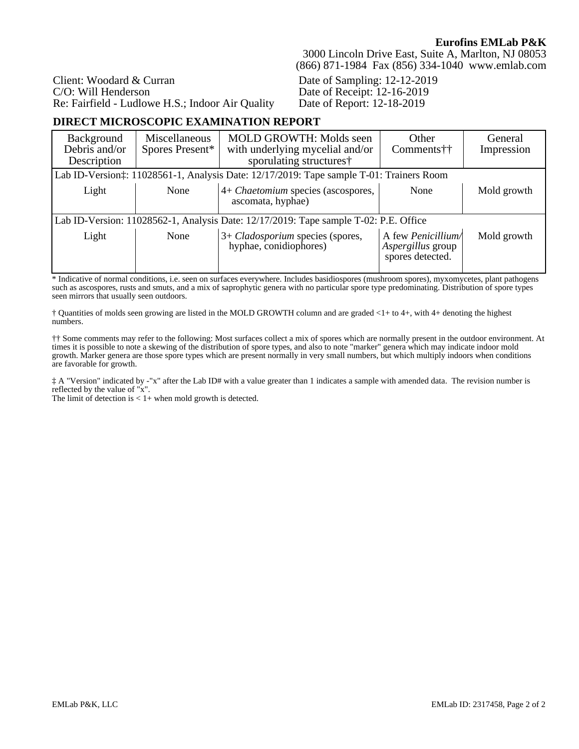**Eurofins EMLab P&K**
3000 Lincoln Drive East, Suite A, Marlton, NJ 08053
(866) 871-1984 Fax (856) 334-1040 www.emlab.com

Client: Woodard & Curran
C/O: Will Henderson
Re: Fairfield - Ludlowe H.S.; Indoor Air Quality

Date of Sampling: 12-12-2019
Date of Receipt: 12-16-2019
Date of Report: 12-18-2019

## DIRECT MICROSCOPIC EXAMINATION REPORT

| Background Debris and/or Description | Miscellaneous Spores Present* | MOLD GROWTH: Molds seen with underlying mycelial and/or sporulating structures† | Other Comments†† | General Impression |
|---|---|---|---|---|
| Lab ID-Version‡: 11028561-1, Analysis Date: 12/17/2019: Tape sample T-01: Trainers Room | | | | |
| Light | None | 4+ *Chaetomium* species (ascospores, ascomata, hyphae) | None | Mold growth |
| Lab ID-Version: 11028562-1, Analysis Date: 12/17/2019: Tape sample T-02: P.E. Office | | | | |
| Light | None | 3+ *Cladosporium* species (spores, hyphae, conidiophores) | A few *Penicillium/ Aspergillus* group spores detected. | Mold growth |

\* Indicative of normal conditions, i.e. seen on surfaces everywhere. Includes basidiospores (mushroom spores), myxomycetes, plant pathogens such as ascospores, rusts and smuts, and a mix of saprophytic genera with no particular spore type predominating. Distribution of spore types seen mirrors that usually seen outdoors.

† Quantities of molds seen growing are listed in the MOLD GROWTH column and are graded <1+ to 4+, with 4+ denoting the highest numbers.

†† Some comments may refer to the following: Most surfaces collect a mix of spores which are normally present in the outdoor environment. At times it is possible to note a skewing of the distribution of spore types, and also to note "marker" genera which may indicate indoor mold growth. Marker genera are those spore types which are present normally in very small numbers, but which multiply indoors when conditions are favorable for growth.

‡ A "Version" indicated by -"x" after the Lab ID# with a value greater than 1 indicates a sample with amended data. The revision number is reflected by the value of "x".
The limit of detection is < 1+ when mold growth is detected.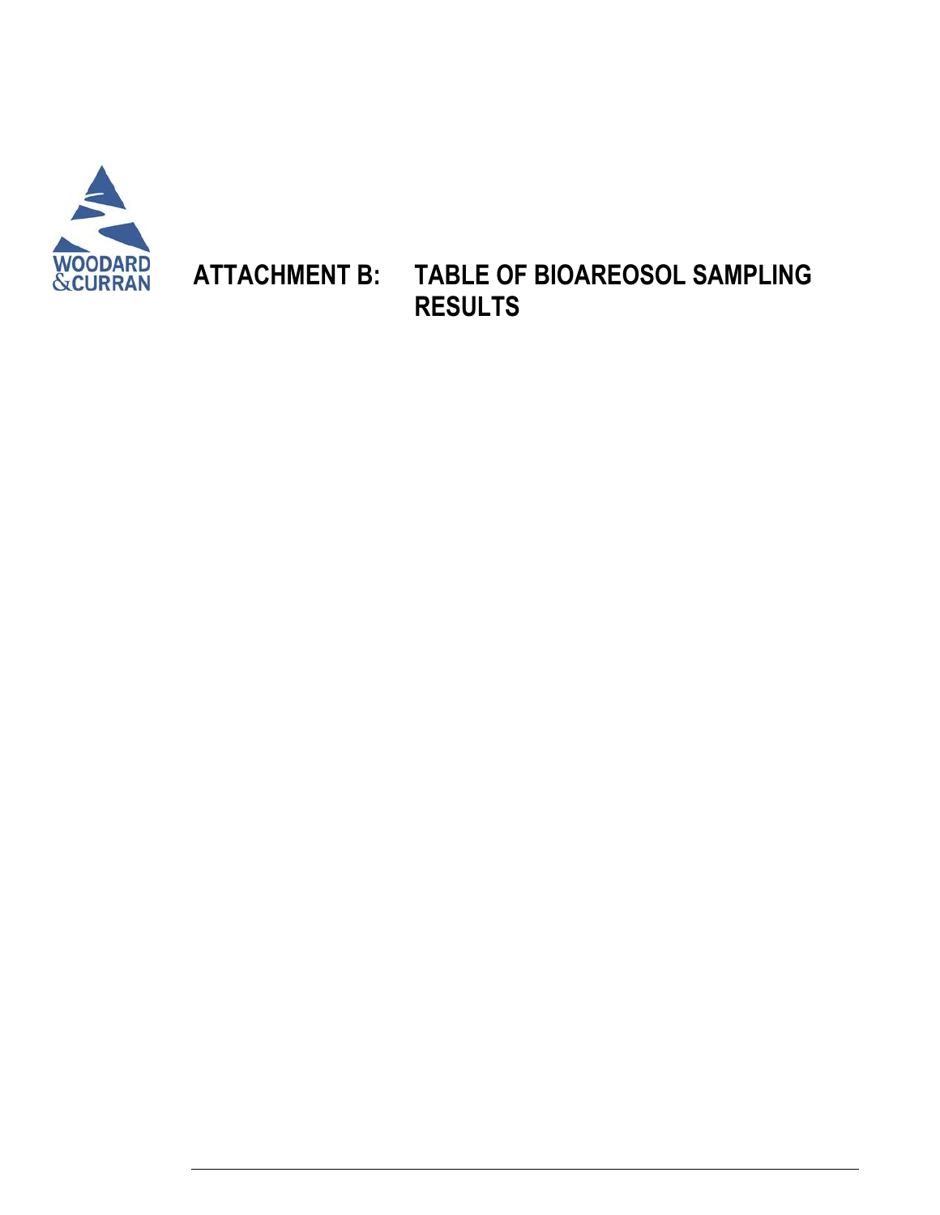# ATTACHMENT B: TABLE OF BIOAREOSOL SAMPLING RESULTS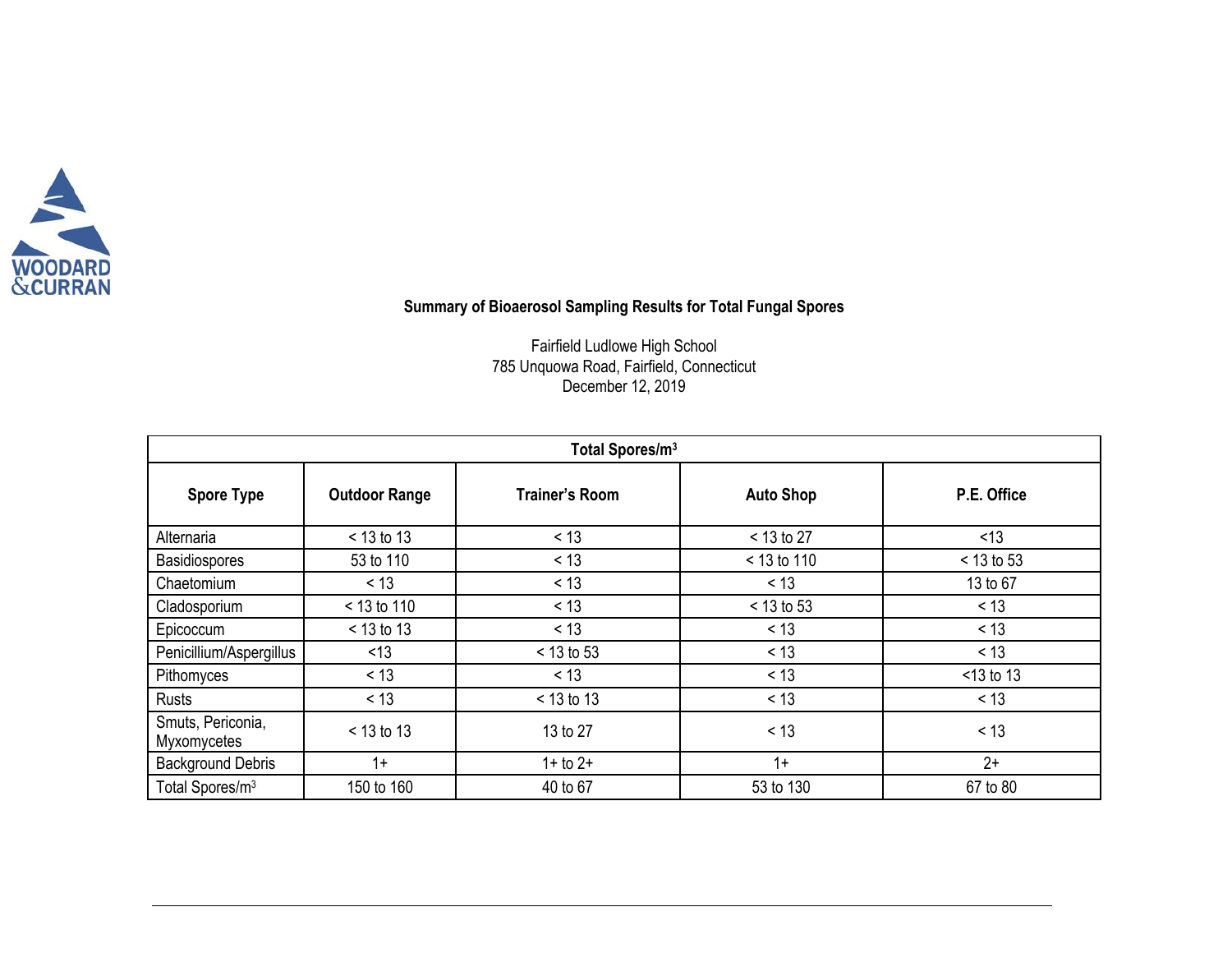**Summary of Bioaerosol Sampling Results for Total Fungal Spores**

Fairfield Ludlowe High School
785 Unquowa Road, Fairfield, Connecticut
December 12, 2019

| Total Spores/m$^3$ | | | | |
|---|---|---|---|---|
| **Spore Type** | **Outdoor Range** | **Trainer's Room** | **Auto Shop** | **P.E. Office** |
| Alternaria | < 13 to 13 | < 13 | < 13 to 27 | <13 |
| Basidiospores | 53 to 110 | < 13 | < 13 to 110 | < 13 to 53 |
| Chaetomium | < 13 | < 13 | < 13 | 13 to 67 |
| Cladosporium | < 13 to 110 | < 13 | < 13 to 53 | < 13 |
| Epicoccum | < 13 to 13 | < 13 | < 13 | < 13 |
| Penicillium/Aspergillus | <13 | < 13 to 53 | < 13 | < 13 |
| Pithomyces | < 13 | < 13 | < 13 | <13 to 13 |
| Rusts | < 13 | < 13 to 13 | < 13 | < 13 |
| Smuts, Periconia, Myxomycetes | < 13 to 13 | 13 to 27 | < 13 | < 13 |
| Background Debris | 1+ | 1+ to 2+ | 1+ | 2+ |
| Total Spores/m$^3$ | 150 to 160 | 40 to 67 | 53 to 130 | 67 to 80 |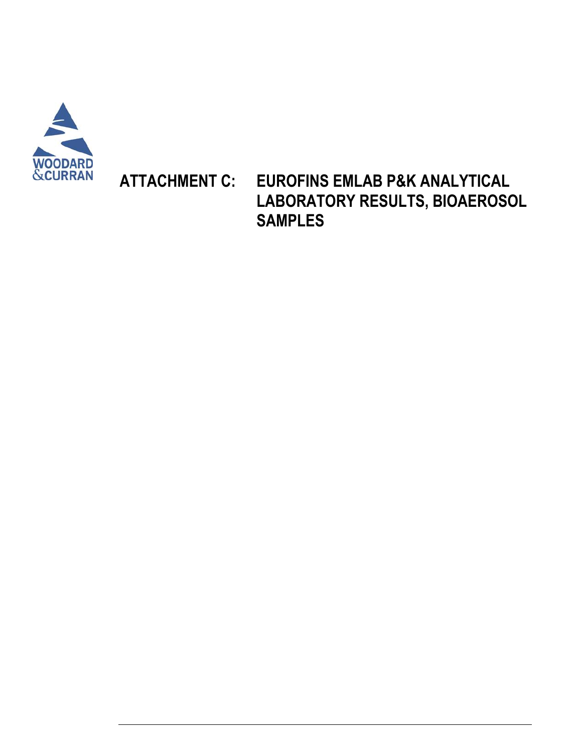# ATTACHMENT C: EUROFINS EMLAB P&K ANALYTICAL LABORATORY RESULTS, BIOAEROSOL SAMPLES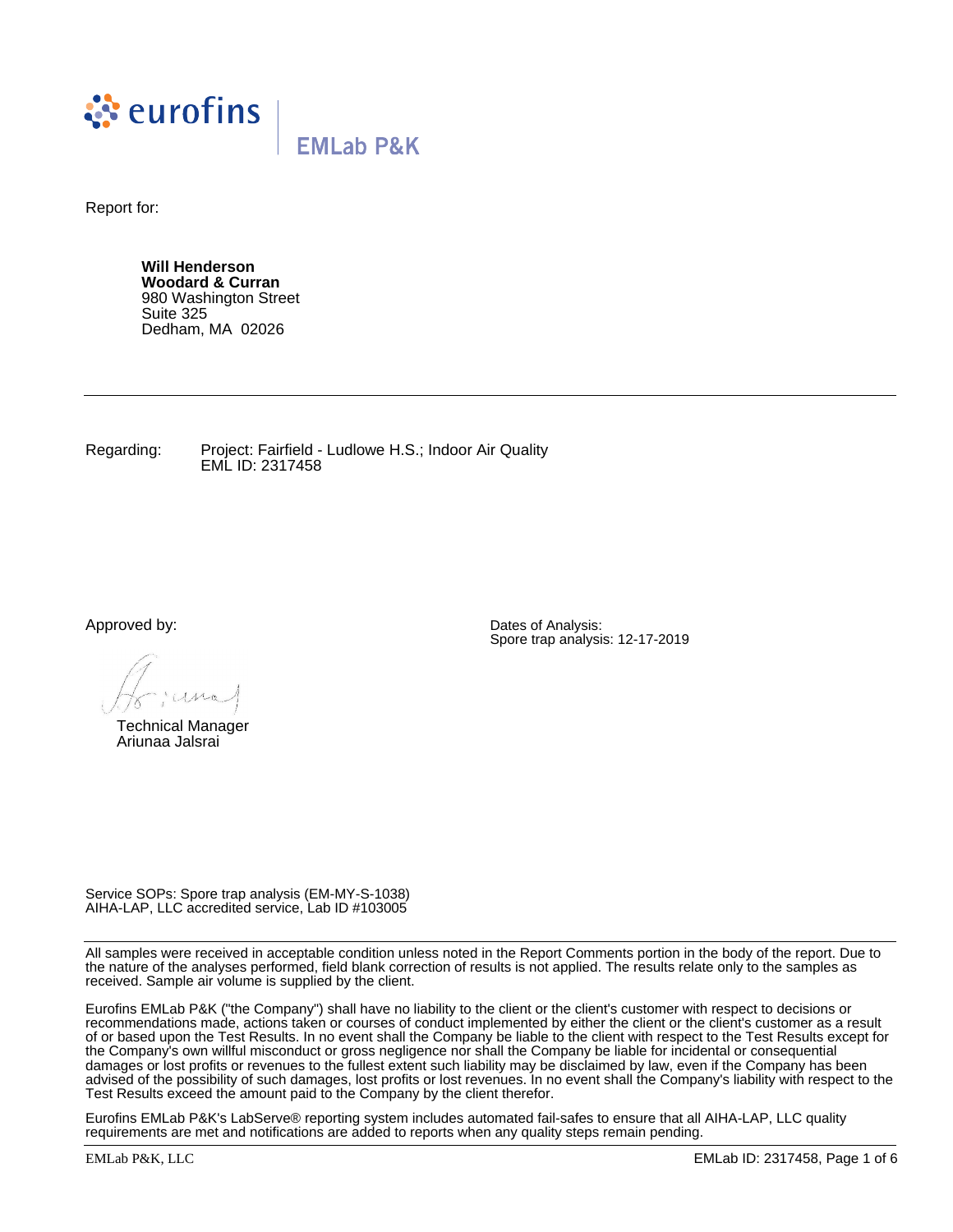eurofins | EMLab P&K

Report for:

**Will Henderson**
**Woodard & Curran**
980 Washington Street
Suite 325
Dedham, MA 02026

---

Regarding: Project: Fairfield - Ludlowe H.S.; Indoor Air Quality
EML ID: 2317458

Approved by:

Technical Manager
Ariunaa Jalsrai

Dates of Analysis:
Spore trap analysis: 12-17-2019

Service SOPs: Spore trap analysis (EM-MY-S-1038)
AIHA-LAP, LLC accredited service, Lab ID #103005

---

All samples were received in acceptable condition unless noted in the Report Comments portion in the body of the report. Due to the nature of the analyses performed, field blank correction of results is not applied. The results relate only to the samples as received. Sample air volume is supplied by the client.

Eurofins EMLab P&K ("the Company") shall have no liability to the client or the client's customer with respect to decisions or recommendations made, actions taken or courses of conduct implemented by either the client or the client's customer as a result of or based upon the Test Results. In no event shall the Company be liable to the client with respect to the Test Results except for the Company's own willful misconduct or gross negligence nor shall the Company be liable for incidental or consequential damages or lost profits or revenues to the fullest extent such liability may be disclaimed by law, even if the Company has been advised of the possibility of such damages, lost profits or lost revenues. In no event shall the Company's liability with respect to the Test Results exceed the amount paid to the Company by the client therefor.

Eurofins EMLab P&K's LabServe® reporting system includes automated fail-safes to ensure that all AIHA-LAP, LLC quality requirements are met and notifications are added to reports when any quality steps remain pending.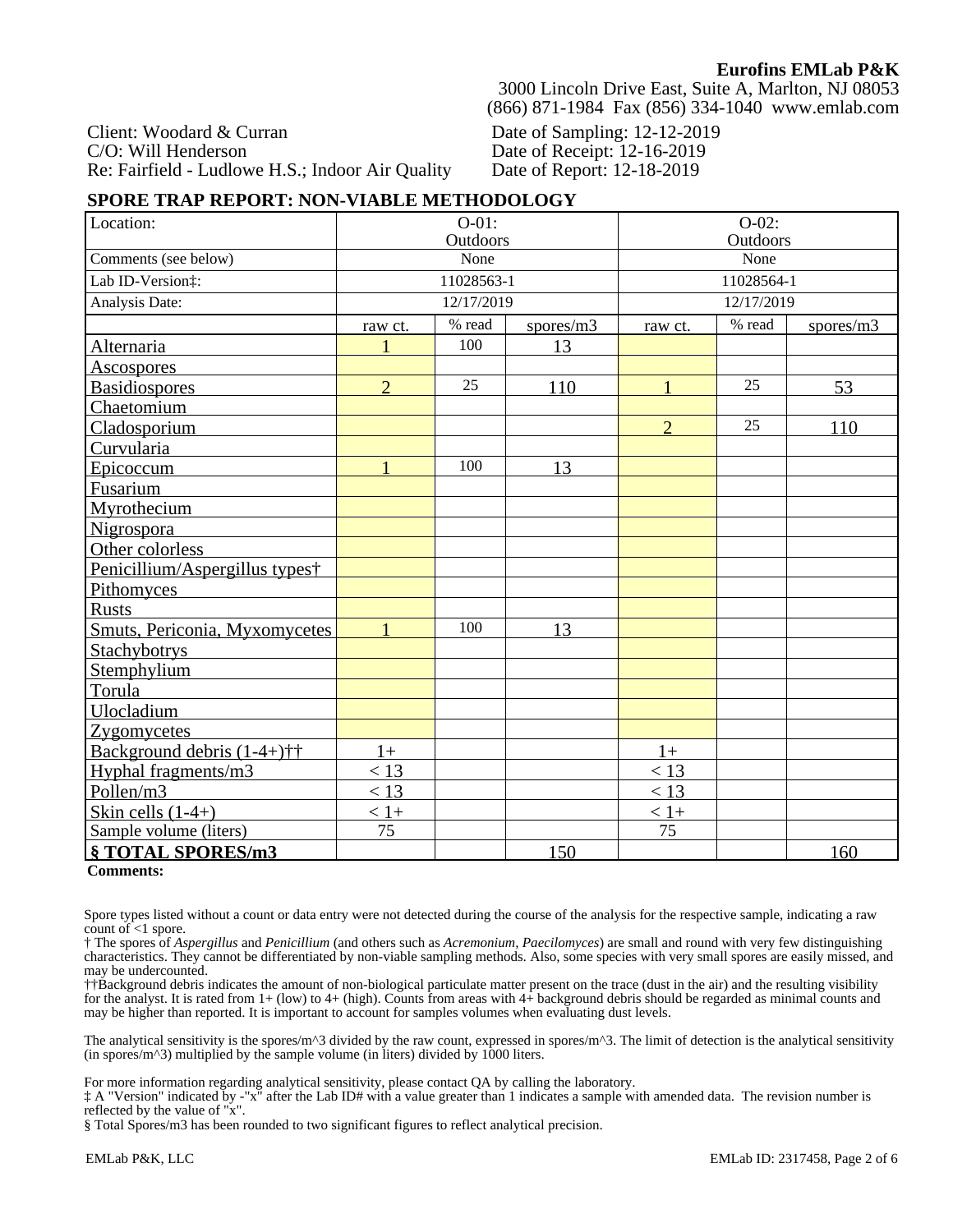**Eurofins EMLab P&K**
3000 Lincoln Drive East, Suite A, Marlton, NJ 08053
(866) 871-1984 Fax (856) 334-1040 www.emlab.com

Client: Woodard & Curran
C/O: Will Henderson
Re: Fairfield - Ludlowe H.S.; Indoor Air Quality

Date of Sampling: 12-12-2019
Date of Receipt: 12-16-2019
Date of Report: 12-18-2019

## SPORE TRAP REPORT: NON-VIABLE METHODOLOGY

| Location: | O-01: Outdoors | | | O-02: Outdoors | | |
|---|---|---|---|---|---|---|
| Comments (see below) | None | | | None | | |
| Lab ID-Version‡: | 11028563-1 | | | 11028564-1 | | |
| Analysis Date: | 12/17/2019 | | | 12/17/2019 | | |
| | raw ct. | % read | spores/m3 | raw ct. | % read | spores/m3 |
| Alternaria | 1 | 100 | 13 | | | |
| Ascospores | | | | | | |
| Basidiospores | 2 | 25 | 110 | 1 | 25 | 53 |
| Chaetomium | | | | | | |
| Cladosporium | | | | 2 | 25 | 110 |
| Curvularia | | | | | | |
| Epicoccum | 1 | 100 | 13 | | | |
| Fusarium | | | | | | |
| Myrothecium | | | | | | |
| Nigrospora | | | | | | |
| Other colorless | | | | | | |
| Penicillium/Aspergillus types† | | | | | | |
| Pithomyces | | | | | | |
| Rusts | | | | | | |
| Smuts, Periconia, Myxomycetes | 1 | 100 | 13 | | | |
| Stachybotrys | | | | | | |
| Stemphylium | | | | | | |
| Torula | | | | | | |
| Ulocladium | | | | | | |
| Zygomycetes | | | | | | |
| Background debris (1-4+)†† | 1+ | | | 1+ | | |
| Hyphal fragments/m3 | < 13 | | | < 13 | | |
| Pollen/m3 | < 13 | | | < 13 | | |
| Skin cells (1-4+) | < 1+ | | | < 1+ | | |
| Sample volume (liters) | 75 | | | 75 | | |
| **§ TOTAL SPORES/m3** | | | 150 | | | 160 |

**Comments:**

Spore types listed without a count or data entry were not detected during the course of the analysis for the respective sample, indicating a raw count of <1 spore.

† The spores of *Aspergillus* and *Penicillium* (and others such as *Acremonium*, *Paecilomyces*) are small and round with very few distinguishing characteristics. They cannot be differentiated by non-viable sampling methods. Also, some species with very small spores are easily missed, and may be undercounted.

††Background debris indicates the amount of non-biological particulate matter present on the trace (dust in the air) and the resulting visibility for the analyst. It is rated from 1+ (low) to 4+ (high). Counts from areas with 4+ background debris should be regarded as minimal counts and may be higher than reported. It is important to account for samples volumes when evaluating dust levels.

The analytical sensitivity is the spores/m^3 divided by the raw count, expressed in spores/m^3. The limit of detection is the analytical sensitivity (in spores/m^3) multiplied by the sample volume (in liters) divided by 1000 liters.

For more information regarding analytical sensitivity, please contact QA by calling the laboratory.

‡ A "Version" indicated by -"x" after the Lab ID# with a value greater than 1 indicates a sample with amended data. The revision number is reflected by the value of "x".

§ Total Spores/m3 has been rounded to two significant figures to reflect analytical precision.

EMLab P&K, LLC

EMLab ID: 2317458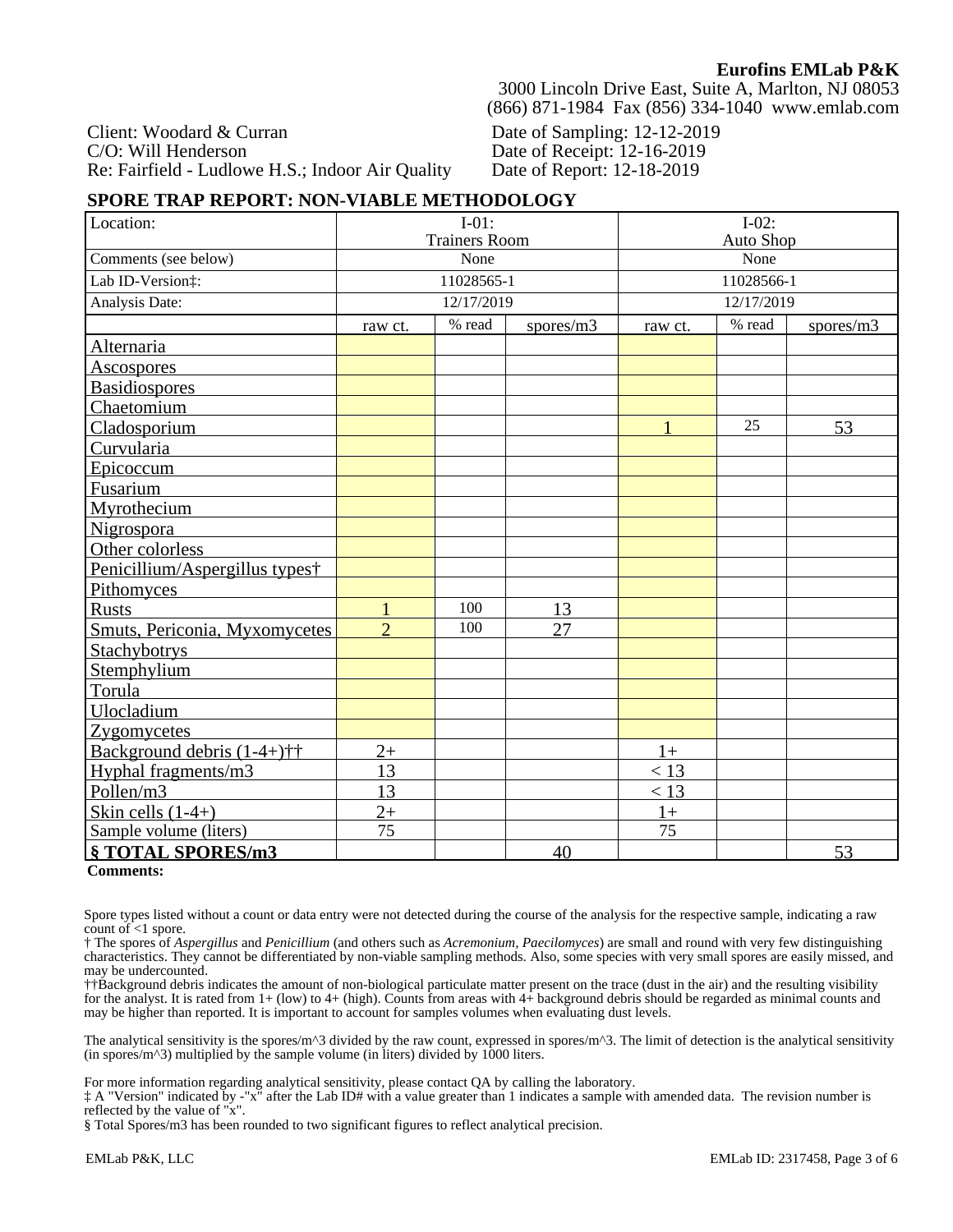**Eurofins EMLab P&K**
3000 Lincoln Drive East, Suite A, Marlton, NJ 08053
(866) 871-1984 Fax (856) 334-1040 www.emlab.com

Client: Woodard & Curran
C/O: Will Henderson
Re: Fairfield - Ludlowe H.S.; Indoor Air Quality

Date of Sampling: 12-12-2019
Date of Receipt: 12-16-2019
Date of Report: 12-18-2019

## SPORE TRAP REPORT: NON-VIABLE METHODOLOGY

| Location: | I-01: Trainers Room | | | I-02: Auto Shop | | |
|---|---|---|---|---|---|---|
| Comments (see below) | None | | | None | | |
| Lab ID-Version‡: | 11028565-1 | | | 11028566-1 | | |
| Analysis Date: | 12/17/2019 | | | 12/17/2019 | | |
| | raw ct. | % read | spores/m3 | raw ct. | % read | spores/m3 |
| Alternaria | | | | | | |
| Ascospores | | | | | | |
| Basidiospores | | | | | | |
| Chaetomium | | | | | | |
| Cladosporium | | | | 1 | 25 | 53 |
| Curvularia | | | | | | |
| Epicoccum | | | | | | |
| Fusarium | | | | | | |
| Myrothecium | | | | | | |
| Nigrospora | | | | | | |
| Other colorless | | | | | | |
| Penicillium/Aspergillus types† | | | | | | |
| Pithomyces | | | | | | |
| Rusts | 1 | 100 | 13 | | | |
| Smuts, Periconia, Myxomycetes | 2 | 100 | 27 | | | |
| Stachybotrys | | | | | | |
| Stemphylium | | | | | | |
| Torula | | | | | | |
| Ulocladium | | | | | | |
| Zygomycetes | | | | | | |
| Background debris (1-4+)†† | 2+ | | | 1+ | | |
| Hyphal fragments/m3 | 13 | | | < 13 | | |
| Pollen/m3 | 13 | | | < 13 | | |
| Skin cells (1-4+) | 2+ | | | 1+ | | |
| Sample volume (liters) | 75 | | | 75 | | |
| **§ TOTAL SPORES/m3** | | | 40 | | | 53 |

**Comments:**

Spore types listed without a count or data entry were not detected during the course of the analysis for the respective sample, indicating a raw count of <1 spore.

† The spores of *Aspergillus* and *Penicillium* (and others such as *Acremonium*, *Paecilomyces*) are small and round with very few distinguishing characteristics. They cannot be differentiated by non-viable sampling methods. Also, some species with very small spores are easily missed, and may be undercounted.

††Background debris indicates the amount of non-biological particulate matter present on the trace (dust in the air) and the resulting visibility for the analyst. It is rated from 1+ (low) to 4+ (high). Counts from areas with 4+ background debris should be regarded as minimal counts and may be higher than reported. It is important to account for samples volumes when evaluating dust levels.

The analytical sensitivity is the spores/m^3 divided by the raw count, expressed in spores/m^3. The limit of detection is the analytical sensitivity (in spores/m^3) multiplied by the sample volume (in liters) divided by 1000 liters.

For more information regarding analytical sensitivity, please contact QA by calling the laboratory.

‡ A "Version" indicated by -"x" after the Lab ID# with a value greater than 1 indicates a sample with amended data. The revision number is reflected by the value of "x".

§ Total Spores/m3 has been rounded to two significant figures to reflect analytical precision.

EMLab P&K, LLC

EMLab ID: 2317458, Page 3 of 6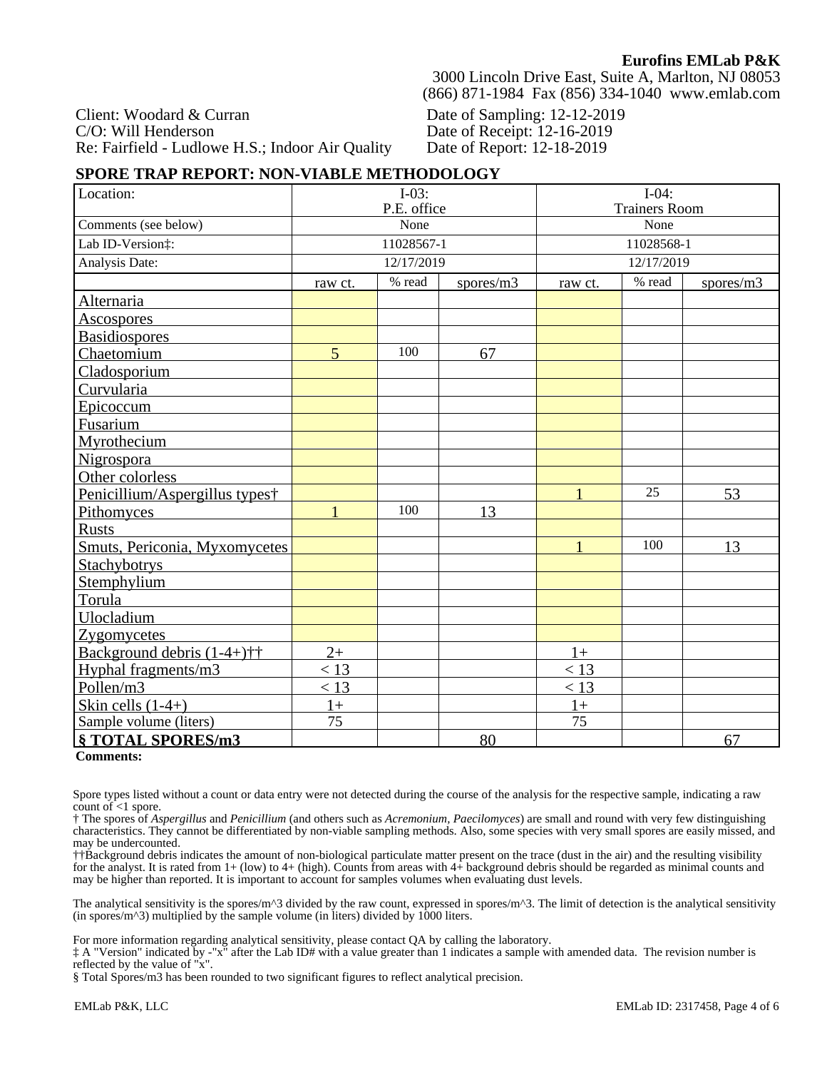**Eurofins EMLab P&K**
3000 Lincoln Drive East, Suite A, Marlton, NJ 08053
(866) 871-1984 Fax (856) 334-1040 www.emlab.com

Client: Woodard & Curran
C/O: Will Henderson
Re: Fairfield - Ludlowe H.S.; Indoor Air Quality

Date of Sampling: 12-12-2019
Date of Receipt: 12-16-2019
Date of Report: 12-18-2019

## SPORE TRAP REPORT: NON-VIABLE METHODOLOGY

| Location: | I-03: P.E. office | | | I-04: Trainers Room | | |
|---|---|---|---|---|---|---|
| Comments (see below) | None | | | None | | |
| Lab ID-Version‡: | 11028567-1 | | | 11028568-1 | | |
| Analysis Date: | 12/17/2019 | | | 12/17/2019 | | |
| | raw ct. | % read | spores/m3 | raw ct. | % read | spores/m3 |
| Alternaria | | | | | | |
| Ascospores | | | | | | |
| Basidiospores | | | | | | |
| Chaetomium | 5 | 100 | 67 | | | |
| Cladosporium | | | | | | |
| Curvularia | | | | | | |
| Epicoccum | | | | | | |
| Fusarium | | | | | | |
| Myrothecium | | | | | | |
| Nigrospora | | | | | | |
| Other colorless | | | | | | |
| Penicillium/Aspergillus types† | | | | 1 | 25 | 53 |
| Pithomyces | 1 | 100 | 13 | | | |
| Rusts | | | | | | |
| Smuts, Periconia, Myxomycetes | | | | 1 | 100 | 13 |
| Stachybotrys | | | | | | |
| Stemphylium | | | | | | |
| Torula | | | | | | |
| Ulocladium | | | | | | |
| Zygomycetes | | | | | | |
| Background debris (1-4+)†† | 2+ | | | 1+ | | |
| Hyphal fragments/m3 | < 13 | | | < 13 | | |
| Pollen/m3 | < 13 | | | < 13 | | |
| Skin cells (1-4+) | 1+ | | | 1+ | | |
| Sample volume (liters) | 75 | | | 75 | | |
| **§ TOTAL SPORES/m3** | | | 80 | | | 67 |

**Comments:**

Spore types listed without a count or data entry were not detected during the course of the analysis for the respective sample, indicating a raw count of <1 spore.

† The spores of *Aspergillus* and *Penicillium* (and others such as *Acremonium*, *Paecilomyces*) are small and round with very few distinguishing characteristics. They cannot be differentiated by non-viable sampling methods. Also, some species with very small spores are easily missed, and may be undercounted.

††Background debris indicates the amount of non-biological particulate matter present on the trace (dust in the air) and the resulting visibility for the analyst. It is rated from 1+ (low) to 4+ (high). Counts from areas with 4+ background debris should be regarded as minimal counts and may be higher than reported. It is important to account for samples volumes when evaluating dust levels.

The analytical sensitivity is the spores/m^3 divided by the raw count, expressed in spores/m^3. The limit of detection is the analytical sensitivity (in spores/m^3) multiplied by the sample volume (in liters) divided by 1000 liters.

For more information regarding analytical sensitivity, please contact QA by calling the laboratory.

‡ A "Version" indicated by -"x" after the Lab ID# with a value greater than 1 indicates a sample with amended data. The revision number is reflected by the value of "x".

§ Total Spores/m3 has been rounded to two significant figures to reflect analytical precision.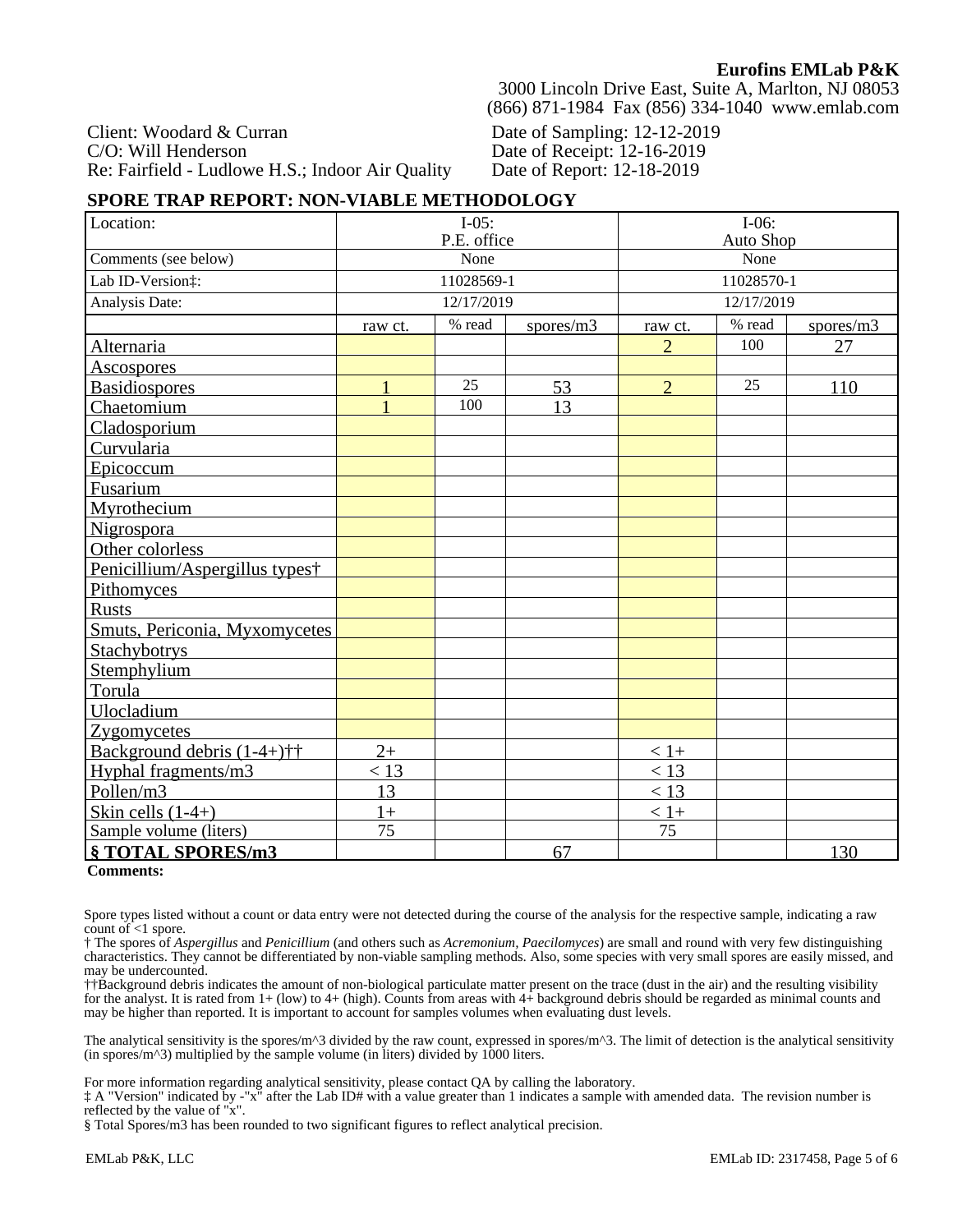**Eurofins EMLab P&K**
3000 Lincoln Drive East, Suite A, Marlton, NJ 08053
(866) 871-1984 Fax (856) 334-1040 www.emlab.com

Client: Woodard & Curran
C/O: Will Henderson
Re: Fairfield - Ludlowe H.S.; Indoor Air Quality

Date of Sampling: 12-12-2019
Date of Receipt: 12-16-2019
Date of Report: 12-18-2019

## SPORE TRAP REPORT: NON-VIABLE METHODOLOGY

| Location: | I-05: P.E. office | | | I-06: Auto Shop | | |
|---|---|---|---|---|---|---|
| Comments (see below) | None | | | None | | |
| Lab ID-Version‡: | 11028569-1 | | | 11028570-1 | | |
| Analysis Date: | 12/17/2019 | | | 12/17/2019 | | |
| | raw ct. | % read | spores/m3 | raw ct. | % read | spores/m3 |
| Alternaria | | | | 2 | 100 | 27 |
| Ascospores | | | | | | |
| Basidiospores | 1 | 25 | 53 | 2 | 25 | 110 |
| Chaetomium | 1 | 100 | 13 | | | |
| Cladosporium | | | | | | |
| Curvularia | | | | | | |
| Epicoccum | | | | | | |
| Fusarium | | | | | | |
| Myrothecium | | | | | | |
| Nigrospora | | | | | | |
| Other colorless | | | | | | |
| Penicillium/Aspergillus types† | | | | | | |
| Pithomyces | | | | | | |
| Rusts | | | | | | |
| Smuts, Periconia, Myxomycetes | | | | | | |
| Stachybotrys | | | | | | |
| Stemphylium | | | | | | |
| Torula | | | | | | |
| Ulocladium | | | | | | |
| Zygomycetes | | | | | | |
| Background debris (1-4+)†† | 2+ | | | < 1+ | | |
| Hyphal fragments/m3 | < 13 | | | < 13 | | |
| Pollen/m3 | 13 | | | < 13 | | |
| Skin cells (1-4+) | 1+ | | | < 1+ | | |
| Sample volume (liters) | 75 | | | 75 | | |
| **§ TOTAL SPORES/m3** | | | 67 | | | 130 |

**Comments:**

Spore types listed without a count or data entry were not detected during the course of the analysis for the respective sample, indicating a raw count of <1 spore.

† The spores of *Aspergillus* and *Penicillium* (and others such as *Acremonium, Paecilomyces*) are small and round with very few distinguishing characteristics. They cannot be differentiated by non-viable sampling methods. Also, some species with very small spores are easily missed, and may be undercounted.

††Background debris indicates the amount of non-biological particulate matter present on the trace (dust in the air) and the resulting visibility for the analyst. It is rated from 1+ (low) to 4+ (high). Counts from areas with 4+ background debris should be regarded as minimal counts and may be higher than reported. It is important to account for samples volumes when evaluating dust levels.

The analytical sensitivity is the spores/m^3 divided by the raw count, expressed in spores/m^3. The limit of detection is the analytical sensitivity (in spores/m^3) multiplied by the sample volume (in liters) divided by 1000 liters.

For more information regarding analytical sensitivity, please contact QA by calling the laboratory.

‡ A "Version" indicated by -"x" after the Lab ID# with a value greater than 1 indicates a sample with amended data. The revision number is reflected by the value of "x".

§ Total Spores/m3 has been rounded to two significant figures to reflect analytical precision.

EMLab P&K, LLC — EMLab ID: 2317458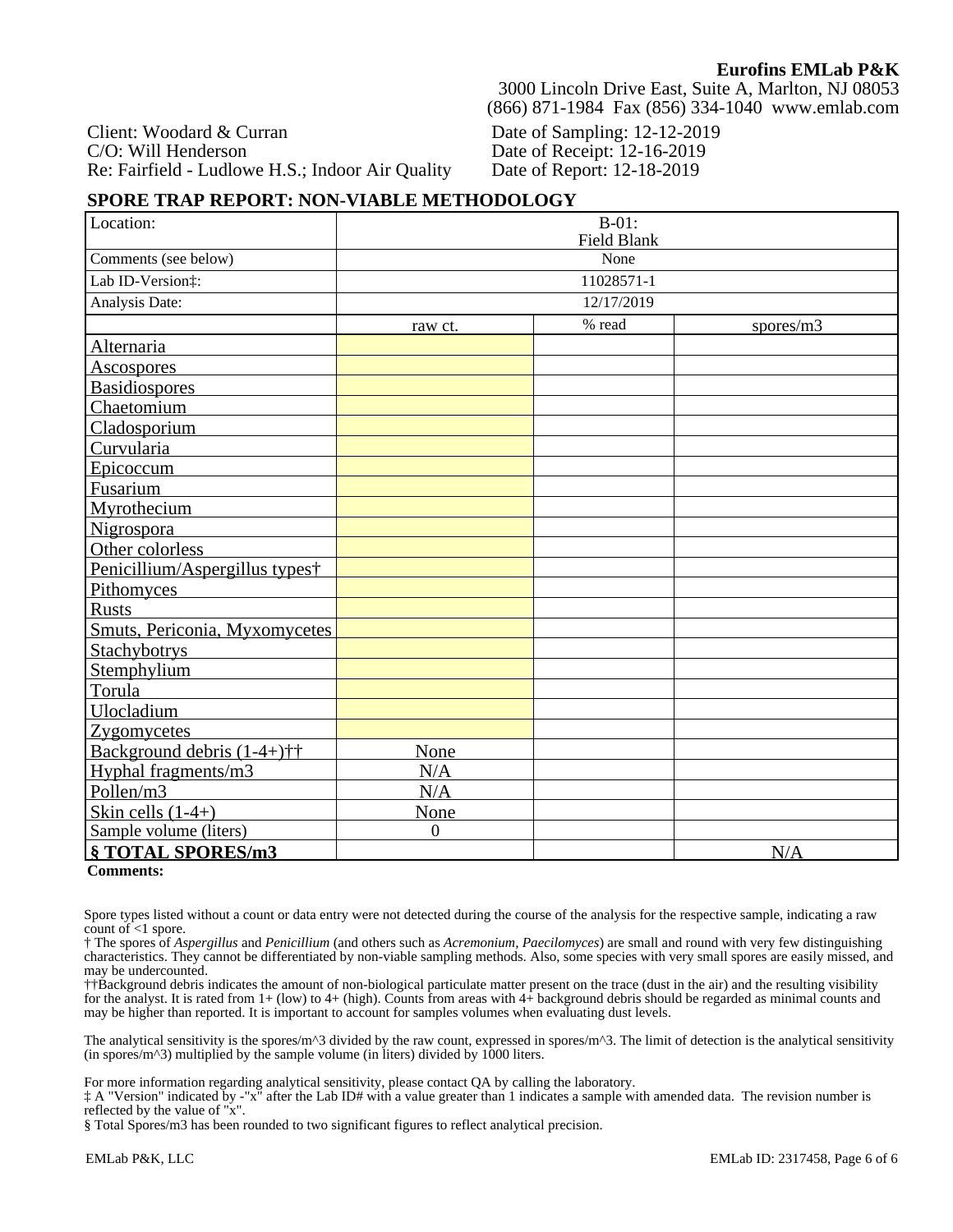**Eurofins EMLab P&K**
3000 Lincoln Drive East, Suite A, Marlton, NJ 08053
(866) 871-1984 Fax (856) 334-1040 www.emlab.com

Client: Woodard & Curran
C/O: Will Henderson
Re: Fairfield - Ludlowe H.S.; Indoor Air Quality

Date of Sampling: 12-12-2019
Date of Receipt: 12-16-2019
Date of Report: 12-18-2019

## SPORE TRAP REPORT: NON-VIABLE METHODOLOGY

| Location: | B-01: Field Blank | | |
|---|---|---|---|
| Comments (see below) | None | | |
| Lab ID-Version‡: | 11028571-1 | | |
| Analysis Date: | 12/17/2019 | | |
| | raw ct. | % read | spores/m3 |
| Alternaria | | | |
| Ascospores | | | |
| Basidiospores | | | |
| Chaetomium | | | |
| Cladosporium | | | |
| Curvularia | | | |
| Epicoccum | | | |
| Fusarium | | | |
| Myrothecium | | | |
| Nigrospora | | | |
| Other colorless | | | |
| Penicillium/Aspergillus types† | | | |
| Pithomyces | | | |
| Rusts | | | |
| Smuts, Periconia, Myxomycetes | | | |
| Stachybotrys | | | |
| Stemphylium | | | |
| Torula | | | |
| Ulocladium | | | |
| Zygomycetes | | | |
| Background debris (1-4+)†† | None | | |
| Hyphal fragments/m3 | N/A | | |
| Pollen/m3 | N/A | | |
| Skin cells (1-4+) | None | | |
| Sample volume (liters) | 0 | | |
| **§ TOTAL SPORES/m3** | | | N/A |

**Comments:**

Spore types listed without a count or data entry were not detected during the course of the analysis for the respective sample, indicating a raw count of <1 spore.

† The spores of *Aspergillus* and *Penicillium* (and others such as *Acremonium*, *Paecilomyces*) are small and round with very few distinguishing characteristics. They cannot be differentiated by non-viable sampling methods. Also, some species with very small spores are easily missed, and may be undercounted.

††Background debris indicates the amount of non-biological particulate matter present on the trace (dust in the air) and the resulting visibility for the analyst. It is rated from 1+ (low) to 4+ (high). Counts from areas with 4+ background debris should be regarded as minimal counts and may be higher than reported. It is important to account for samples volumes when evaluating dust levels.

The analytical sensitivity is the spores/m^3 divided by the raw count, expressed in spores/m^3. The limit of detection is the analytical sensitivity (in spores/m^3) multiplied by the sample volume (in liters) divided by 1000 liters.

For more information regarding analytical sensitivity, please contact QA by calling the laboratory.

‡ A "Version" indicated by -"x" after the Lab ID# with a value greater than 1 indicates a sample with amended data. The revision number is reflected by the value of "x".

§ Total Spores/m3 has been rounded to two significant figures to reflect analytical precision.

EMLab P&K, LLC — EMLab ID: 2317458